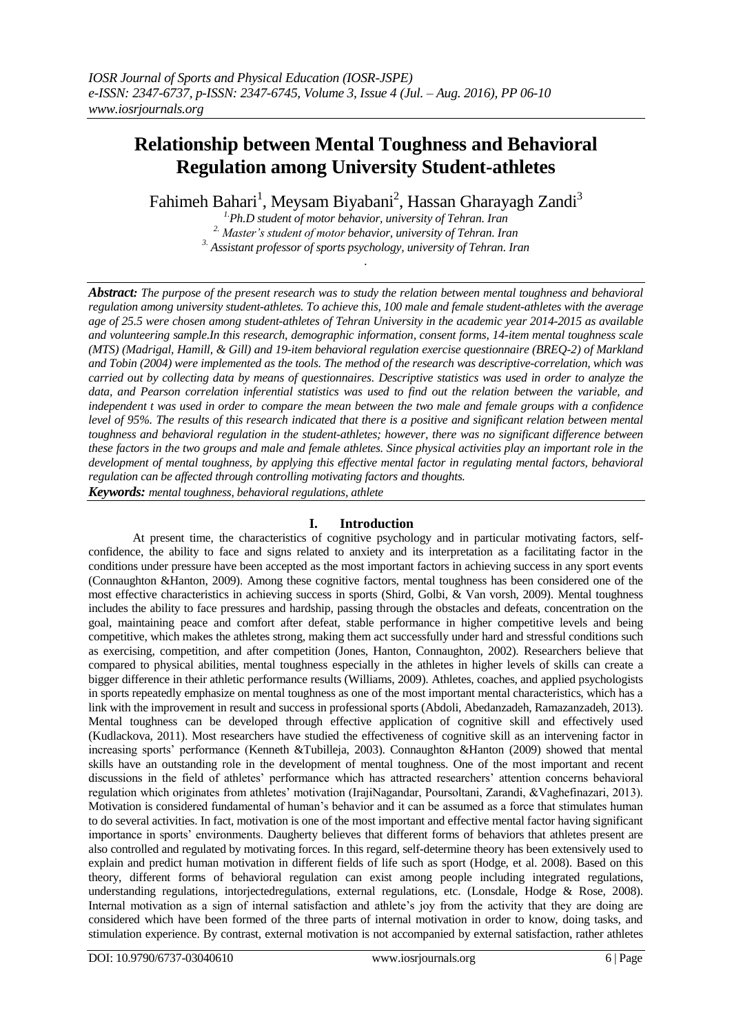# Relationship between Mental Toughness and Behavioral Regulation among University Student-athletes

Fahimeh Bahari[1], Meysam Biyabani[2], Hassan Gharayagh Zandi[3]

[1.] Ph.D student of motor behavior, university of Tehran. Iran
[2.] Master's student of motor behavior, university of Tehran. Iran
[3.] Assistant professor of sports psychology, university of Tehran. Iran

***Abstract:*** *The purpose of the present research was to study the relation between mental toughness and behavioral regulation among university student-athletes. To achieve this, 100 male and female student-athletes with the average age of 25.5 were chosen among student-athletes of Tehran University in the academic year 2014-2015 as available and volunteering sample.In this research, demographic information, consent forms, 14-item mental toughness scale (MTS) (Madrigal, Hamill, & Gill) and 19-item behavioral regulation exercise questionnaire (BREQ-2) of Markland and Tobin (2004) were implemented as the tools. The method of the research was descriptive-correlation, which was carried out by collecting data by means of questionnaires. Descriptive statistics was used in order to analyze the data, and Pearson correlation inferential statistics was used to find out the relation between the variable, and independent t was used in order to compare the mean between the two male and female groups with a confidence level of 95%. The results of this research indicated that there is a positive and significant relation between mental toughness and behavioral regulation in the student-athletes; however, there was no significant difference between these factors in the two groups and male and female athletes. Since physical activities play an important role in the development of mental toughness, by applying this effective mental factor in regulating mental factors, behavioral regulation can be affected through controlling motivating factors and thoughts.*

***Keywords:*** *mental toughness, behavioral regulations, athlete*

## I. Introduction

At present time, the characteristics of cognitive psychology and in particular motivating factors, self-confidence, the ability to face and signs related to anxiety and its interpretation as a facilitating factor in the conditions under pressure have been accepted as the most important factors in achieving success in any sport events (Connaughton &Hanton, 2009). Among these cognitive factors, mental toughness has been considered one of the most effective characteristics in achieving success in sports (Shird, Golbi, & Van vorsh, 2009). Mental toughness includes the ability to face pressures and hardship, passing through the obstacles and defeats, concentration on the goal, maintaining peace and comfort after defeat, stable performance in higher competitive levels and being competitive, which makes the athletes strong, making them act successfully under hard and stressful conditions such as exercising, competition, and after competition (Jones, Hanton, Connaughton, 2002). Researchers believe that compared to physical abilities, mental toughness especially in the athletes in higher levels of skills can create a bigger difference in their athletic performance results (Williams, 2009). Athletes, coaches, and applied psychologists in sports repeatedly emphasize on mental toughness as one of the most important mental characteristics, which has a link with the improvement in result and success in professional sports (Abdoli, Abedanzadeh, Ramazanzadeh, 2013). Mental toughness can be developed through effective application of cognitive skill and effectively used (Kudlackova, 2011). Most researchers have studied the effectiveness of cognitive skill as an intervening factor in increasing sports' performance (Kenneth &Tubilleja, 2003). Connaughton &Hanton (2009) showed that mental skills have an outstanding role in the development of mental toughness. One of the most important and recent discussions in the field of athletes' performance which has attracted researchers' attention concerns behavioral regulation which originates from athletes' motivation (IrajiNagandar, Poursoltani, Zarandi, &Vaghefinazari, 2013). Motivation is considered fundamental of human's behavior and it can be assumed as a force that stimulates human to do several activities. In fact, motivation is one of the most important and effective mental factor having significant importance in sports' environments. Daugherty believes that different forms of behaviors that athletes present are also controlled and regulated by motivating forces. In this regard, self-determine theory has been extensively used to explain and predict human motivation in different fields of life such as sport (Hodge, et al. 2008). Based on this theory, different forms of behavioral regulation can exist among people including integrated regulations, understanding regulations, intorjectedregulations, external regulations, etc. (Lonsdale, Hodge & Rose, 2008). Internal motivation as a sign of internal satisfaction and athlete's joy from the activity that they are doing are considered which have been formed of the three parts of internal motivation in order to know, doing tasks, and stimulation experience. By contrast, external motivation is not accompanied by external satisfaction, rather athletes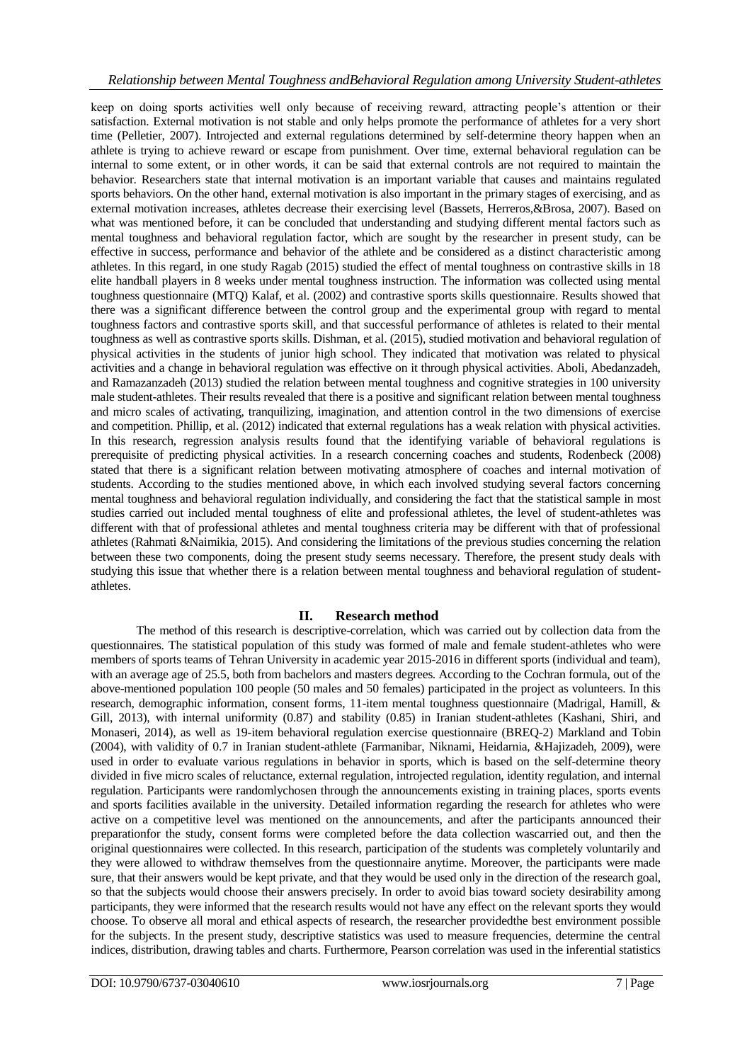keep on doing sports activities well only because of receiving reward, attracting people's attention or their satisfaction. External motivation is not stable and only helps promote the performance of athletes for a very short time (Pelletier, 2007). Introjected and external regulations determined by self-determine theory happen when an athlete is trying to achieve reward or escape from punishment. Over time, external behavioral regulation can be internal to some extent, or in other words, it can be said that external controls are not required to maintain the behavior. Researchers state that internal motivation is an important variable that causes and maintains regulated sports behaviors. On the other hand, external motivation is also important in the primary stages of exercising, and as external motivation increases, athletes decrease their exercising level (Bassets, Herreros,&Brosa, 2007). Based on what was mentioned before, it can be concluded that understanding and studying different mental factors such as mental toughness and behavioral regulation factor, which are sought by the researcher in present study, can be effective in success, performance and behavior of the athlete and be considered as a distinct characteristic among athletes. In this regard, in one study Ragab (2015) studied the effect of mental toughness on contrastive skills in 18 elite handball players in 8 weeks under mental toughness instruction. The information was collected using mental toughness questionnaire (MTQ) Kalaf, et al. (2002) and contrastive sports skills questionnaire. Results showed that there was a significant difference between the control group and the experimental group with regard to mental toughness factors and contrastive sports skill, and that successful performance of athletes is related to their mental toughness as well as contrastive sports skills. Dishman, et al. (2015), studied motivation and behavioral regulation of physical activities in the students of junior high school. They indicated that motivation was related to physical activities and a change in behavioral regulation was effective on it through physical activities. Aboli, Abedanzadeh, and Ramazanzadeh (2013) studied the relation between mental toughness and cognitive strategies in 100 university male student-athletes. Their results revealed that there is a positive and significant relation between mental toughness and micro scales of activating, tranquilizing, imagination, and attention control in the two dimensions of exercise and competition. Phillip, et al. (2012) indicated that external regulations has a weak relation with physical activities. In this research, regression analysis results found that the identifying variable of behavioral regulations is prerequisite of predicting physical activities. In a research concerning coaches and students, Rodenbeck (2008) stated that there is a significant relation between motivating atmosphere of coaches and internal motivation of students. According to the studies mentioned above, in which each involved studying several factors concerning mental toughness and behavioral regulation individually, and considering the fact that the statistical sample in most studies carried out included mental toughness of elite and professional athletes, the level of student-athletes was different with that of professional athletes and mental toughness criteria may be different with that of professional athletes (Rahmati &Naimikia, 2015). And considering the limitations of the previous studies concerning the relation between these two components, doing the present study seems necessary. Therefore, the present study deals with studying this issue that whether there is a relation between mental toughness and behavioral regulation of student-athletes.

## II. Research method

The method of this research is descriptive-correlation, which was carried out by collection data from the questionnaires. The statistical population of this study was formed of male and female student-athletes who were members of sports teams of Tehran University in academic year 2015-2016 in different sports (individual and team), with an average age of 25.5, both from bachelors and masters degrees. According to the Cochran formula, out of the above-mentioned population 100 people (50 males and 50 females) participated in the project as volunteers. In this research, demographic information, consent forms, 11-item mental toughness questionnaire (Madrigal, Hamill, & Gill, 2013), with internal uniformity (0.87) and stability (0.85) in Iranian student-athletes (Kashani, Shiri, and Monaseri, 2014), as well as 19-item behavioral regulation exercise questionnaire (BREQ-2) Markland and Tobin (2004), with validity of 0.7 in Iranian student-athlete (Farmanibar, Niknami, Heidarnia, &Hajizadeh, 2009), were used in order to evaluate various regulations in behavior in sports, which is based on the self-determine theory divided in five micro scales of reluctance, external regulation, introjected regulation, identity regulation, and internal regulation. Participants were randomlychosen through the announcements existing in training places, sports events and sports facilities available in the university. Detailed information regarding the research for athletes who were active on a competitive level was mentioned on the announcements, and after the participants announced their preparationfor the study, consent forms were completed before the data collection wascarried out, and then the original questionnaires were collected. In this research, participation of the students was completely voluntarily and they were allowed to withdraw themselves private from the questionnaire anytime. Moreover, the participants were made sure, that their answers would be kept private, and that they would be used only in the direction of the research goal, so that the subjects would choose their answers precisely. In order to avoid bias toward society desirability among participants, they were informed that the research results would not have any effect on the relevant sports they would choose. To observe all moral and ethical aspects of research, the researcher providedthe best environment possible for the subjects. In the present study, descriptive statistics was used to measure frequencies, determine the central indices, distribution, drawing tables and charts. Furthermore, Pearson correlation was used in the inferential statistics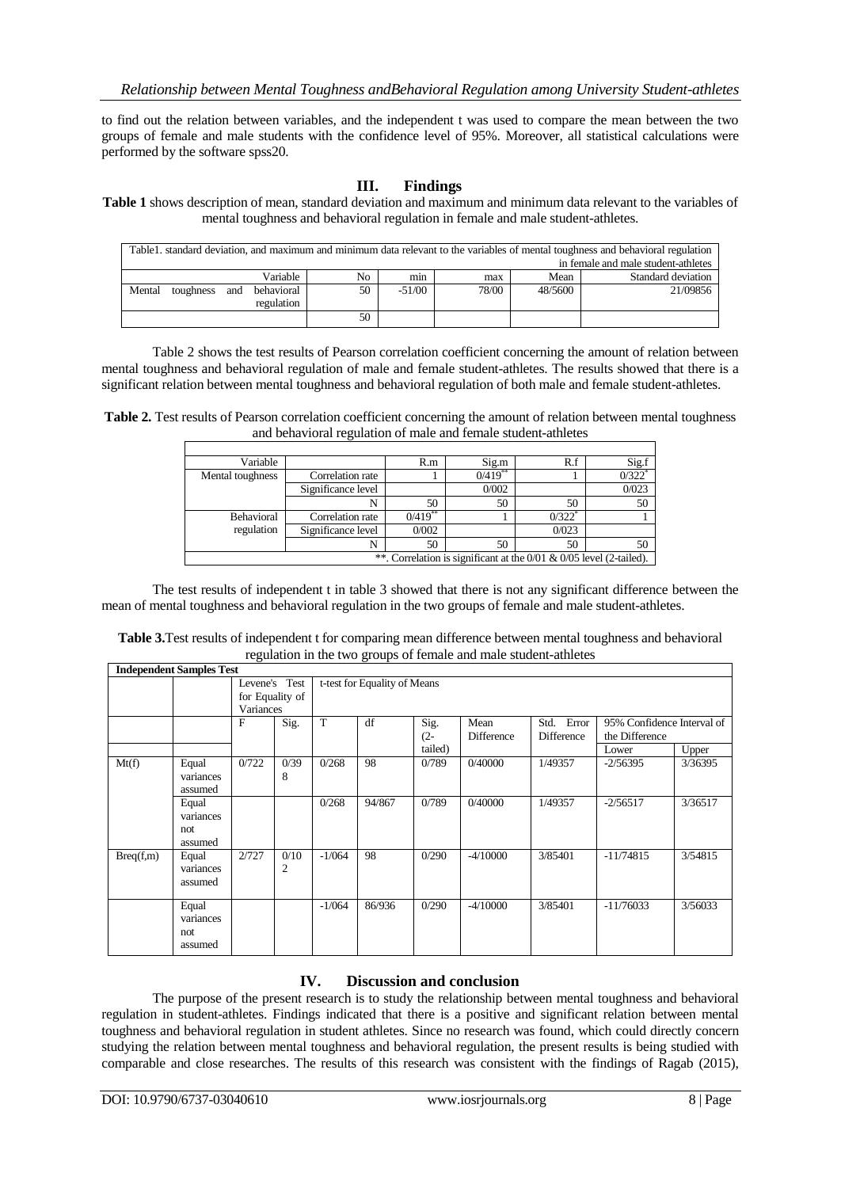to find out the relation between variables, and the independent t was used to compare the mean between the two groups of female and male students with the confidence level of 95%. Moreover, all statistical calculations were performed by the software spss20.

## III. Findings

**Table 1** shows description of mean, standard deviation and maximum and minimum data relevant to the variables of mental toughness and behavioral regulation in female and male student-athletes.

| Table1. standard deviation, and maximum and minimum data relevant to the variables of mental toughness and behavioral regulation in female and male student-athletes | | | | | |
|---|---|---|---|---|---|
| Variable | No | min | max | Mean | Standard deviation |
| Mental toughness and behavioral regulation | 50 | -51/00 | 78/00 | 48/5600 | 21/09856 |
| | 50 | | | | |

Table 2 shows the test results of Pearson correlation coefficient concerning the amount of relation between mental toughness and behavioral regulation of male and female student-athletes. The results showed that there is a significant relation between mental toughness and behavioral regulation of both male and female student-athletes.

**Table 2.** Test results of Pearson correlation coefficient concerning the amount of relation between mental toughness and behavioral regulation of male and female student-athletes

| Variable | | R.m | Sig.m | R.f | Sig.f |
|---|---|---|---|---|---|
| Mental toughness | Correlation rate | 1 | 0/419** | 1 | 0/322* |
| | Significance level | | 0/002 | | 0/023 |
| | N | 50 | 50 | 50 | 50 |
| Behavioral regulation | Correlation rate | 0/419** | 1 | 0/322* | 1 |
| | Significance level | 0/002 | | 0/023 | |
| | N | 50 | 50 | 50 | 50 |
| **. Correlation is significant at the 0/01 & 0/05 level (2-tailed). | | | | | |

The test results of independent t in table 3 showed that there is not any significant difference between the mean of mental toughness and behavioral regulation in the two groups of female and male student-athletes.

**Table 3.** Test results of independent t for comparing mean difference between mental toughness and behavioral regulation in the two groups of female and male student-athletes

| **Independent Samples Test** | | | | | | | | | | |
|---|---|---|---|---|---|---|---|---|---|---|
| | | Levene's Test for Equality of Variances | | t-test for Equality of Means | | | | | | |
| | | F | Sig. | T | df | Sig. (2-tailed) | Mean Difference | Std. Error Difference | 95% Confidence Interval of the Difference | |
| | | | | | | | | | Lower | Upper |
| Mt(f) | Equal variances assumed | 0/722 | 0/398 | 0/268 | 98 | 0/789 | 0/40000 | 1/49357 | -2/56395 | 3/36395 |
| | Equal variances not assumed | | | 0/268 | 94/867 | 0/789 | 0/40000 | 1/49357 | -2/56517 | 3/36517 |
| Breq(f,m) | Equal variances assumed | 2/727 | 0/102 | -1/064 | 98 | 0/290 | -4/10000 | 3/85401 | -11/74815 | 3/54815 |
| | Equal variances not assumed | | | -1/064 | 86/936 | 0/290 | -4/10000 | 3/85401 | -11/76033 | 3/56033 |

## IV. Discussion and conclusion

The purpose of the present research is to study the relationship between mental toughness and behavioral regulation in student-athletes. Findings indicated that there is a positive and significant relation between mental toughness and behavioral regulation in student athletes. Since no research was found, which could directly concern studying the relation between mental toughness and behavioral regulation, the present results is being studied with comparable and close researches. The results of this research was consistent with the findings of Ragab (2015),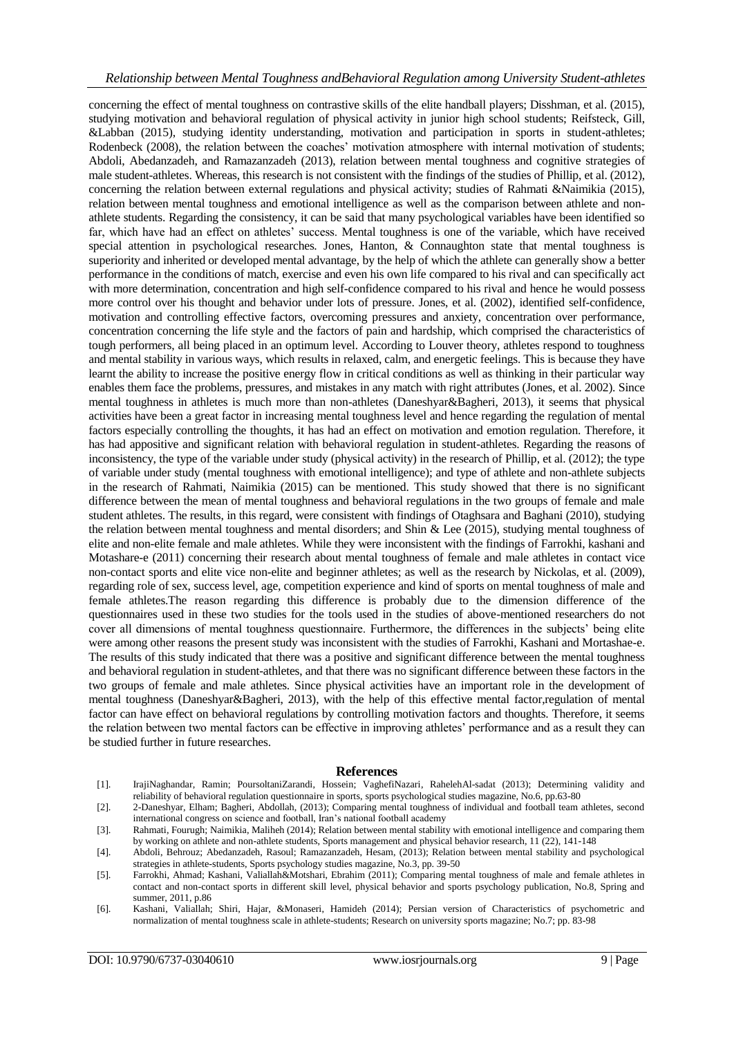concerning the effect of mental toughness on contrastive skills of the elite handball players; Disshman, et al. (2015), studying motivation and behavioral regulation of physical activity in junior high school students; Reifsteck, Gill, &Labban (2015), studying identity understanding, motivation and participation in sports in student-athletes; Rodenbeck (2008), the relation between the coaches' motivation atmosphere with internal motivation of students; Abdoli, Abedanzadeh, and Ramazanzadeh (2013), relation between mental toughness and cognitive strategies of male student-athletes. Whereas, this research is not consistent with the findings of the studies of Phillip, et al. (2012), concerning the relation between external regulations and physical activity; studies of Rahmati &Naimikia (2015), relation between mental toughness and emotional intelligence as well as the comparison between athlete and non-athlete students. Regarding the consistency, it can be said that many psychological variables have been identified so far, which have had an effect on athletes' success. Mental toughness is one of the variable, which have received special attention in psychological researches. Jones, Hanton, & Connaughton state that mental toughness is superiority and inherited or developed mental advantage, by the help of which the athlete can generally show a better performance in the conditions of match, exercise and even his own life compared to his rival and can specifically act with more determination, concentration and high self-confidence compared to his rival and hence he would possess more control over his thought and behavior under lots of pressure. Jones, et al. (2002), identified self-confidence, motivation and controlling effective factors, overcoming pressures and anxiety, concentration over performance, concentration concerning the life style and the factors of pain and hardship, which comprised the characteristics of tough performers, all being placed in an optimum level. According to Louver theory, athletes respond to toughness and mental stability in various ways, which results in relaxed, calm, and energetic feelings. This is because they have learnt the ability to increase the positive energy flow in critical conditions as well as thinking in their particular way enables them face the problems, pressures, and mistakes in any match with right attributes (Jones, et al. 2002). Since mental toughness in athletes is much more than non-athletes (Daneshyar&Bagheri, 2013), it seems that physical activities have been a great factor in increasing mental toughness level and hence regarding the regulation of mental factors especially controlling the thoughts, it has had an effect on motivation and emotion regulation. Therefore, it has had appositive and significant relation with behavioral regulation in student-athletes. Regarding the reasons of inconsistency, the type of the variable under study (physical activity) in the research of Phillip, et al. (2012); the type of variable under study (mental toughness with emotional intelligence); and type of athlete and non-athlete subjects in the research of Rahmati, Naimikia (2015) can be mentioned. This study showed that there is no significant difference between the mean of mental toughness and behavioral regulations in the two groups of female and male student athletes. The results, in this regard, were consistent with findings of Otaghsara and Baghani (2010), studying the relation between mental toughness and mental disorders; and Shin & Lee (2015), studying mental toughness of elite and non-elite female and male athletes. While they were inconsistent with the findings of Farrokhi, kashani and Motashare-e (2011) concerning their research about mental toughness of female and male athletes in contact vice non-contact sports and elite vice non-elite and beginner athletes; as well as the research by Nickolas, et al. (2009), regarding role of sex, success level, age, competition experience and kind of sports on mental toughness of male and female athletes.The reason regarding this difference is probably due to the dimension difference of the questionnaires used in these two studies for the tools used in the studies of above-mentioned researchers do not cover all dimensions of mental toughness questionnaire. Furthermore, the differences in the subjects' being elite were among other reasons the present study was inconsistent with the studies of Farrokhi, Kashani and Mortashae-e. The results of this study indicated that there was a positive and significant difference between the mental toughness and behavioral regulation in student-athletes, and that there was no significant difference between these factors in the two groups of female and male athletes. Since physical activities have an important role in the development of mental toughness (Daneshyar&Bagheri, 2013), with the help of this effective mental factor,regulation of mental factor can have effect on behavioral regulations by controlling motivation factors and thoughts. Therefore, it seems the relation between two mental factors can be effective in improving athletes' performance and as a result they can be studied further in future researches.

## References

[1]. IrajiNaghandar, Ramin; PoursoltaniZarandi, Hossein; VaghefiNazari, RahelehAl-sadat (2013); Determining validity and reliability of behavioral regulation questionnaire in sports, sports psychological studies magazine, No.6, pp.63-80

[2]. 2-Daneshyar, Elham; Bagheri, Abdollah, (2013); Comparing mental toughness of individual and football team athletes, second international congress on science and football, Iran's national football academy

[3]. Rahmati, Fourugh; Naimikia, Maliheh (2014); Relation between mental stability with emotional intelligence and comparing them by working on athlete and non-athlete students, Sports management and physical behavior research, 11 (22), 141-148

[4]. Abdoli, Behrouz; Abedanzadeh, Rasoul; Ramazanzadeh, Hesam, (2013); Relation between mental stability and psychological strategies in athlete-students, Sports psychology studies magazine, No.3, pp. 39-50

[5]. Farrokhi, Ahmad; Kashani, Valiallah&Motshari, Ebrahim (2011); Comparing mental toughness of male and female athletes in contact and non-contact sports in different skill level, physical behavior and sports psychology publication, No.8, Spring and summer, 2011, p.86

[6]. Kashani, Valiallah; Shiri, Hajar, &Monaseri, Hamideh (2014); Persian version of Characteristics of psychometric and normalization of mental toughness scale in athlete-students; Research on university sports magazine; No.7; pp. 83-98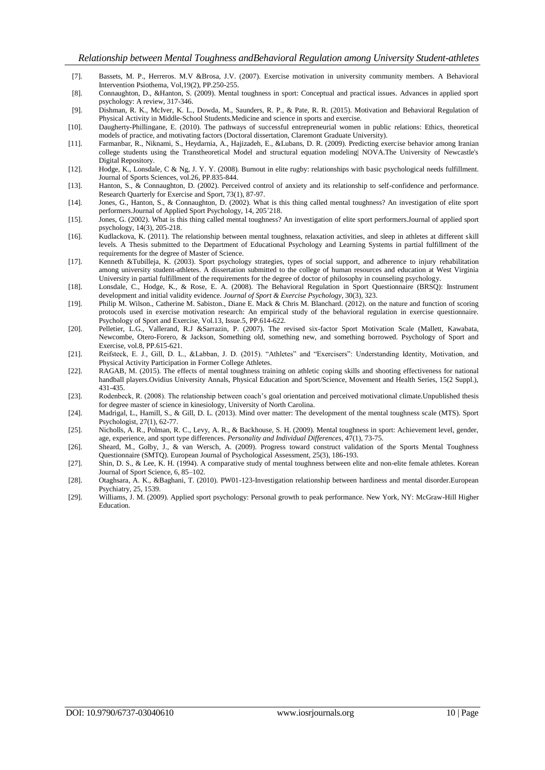[7]. Bassets, M. P., Herreros. M.V &Brosa, J.V. (2007). Exercise motivation in university community members. A Behavioral Intervention Psiothema, Vol,19(2), PP.250-255.

[8]. Connaughton, D., &Hanton, S. (2009). Mental toughness in sport: Conceptual and practical issues. Advances in applied sport psychology: A review, 317-346.

[9]. Dishman, R. K., McIver, K. L., Dowda, M., Saunders, R. P., & Pate, R. R. (2015). Motivation and Behavioral Regulation of Physical Activity in Middle-School Students.Medicine and science in sports and exercise.

[10]. Daugherty-Phillingane, E. (2010). The pathways of successful entrepreneurial women in public relations: Ethics, theoretical models of practice, and motivating factors (Doctoral dissertation, Claremont Graduate University).

[11]. Farmanbar, R., Niknami, S., Heydarnia, A., Hajizadeh, E., &Lubans, D. R. (2009). Predicting exercise behavior among Iranian college students using the Transtheoretical Model and structural equation modeling| NOVA.The University of Newcastle's Digital Repository.

[12]. Hodge, K., Lonsdale, C & Ng, J. Y. Y. (2008). Burnout in elite rugby: relationships with basic psychological needs fulfillment. Journal of Sports Sciences, vol.26, PP.835-844.

[13]. Hanton, S., & Connaughton, D. (2002). Perceived control of anxiety and its relationship to self-confidence and performance. Research Quarterly for Exercise and Sport, 73(1), 87-97.

[14]. Jones, G., Hanton, S., & Connaughton, D. (2002). What is this thing called mental toughness? An investigation of elite sport performers.Journal of Applied Sport Psychology, 14, 205˚218.

[15]. Jones, G. (2002). What is this thing called mental toughness? An investigation of elite sport performers.Journal of applied sport psychology, 14(3), 205-218.

[16]. Kudlackova, K. (2011). The relationship between mental toughness, relaxation activities, and sleep in athletes at different skill levels. A Thesis submitted to the Department of Educational Psychology and Learning Systems in partial fulfillment of the requirements for the degree of Master of Science.

[17]. Kenneth &Tubilleja, K. (2003). Sport psychology strategies, types of social support, and adherence to injury rehabilitation among university student-athletes. A dissertation submitted to the college of human resources and education at West Virginia University in partial fulfillment of the requirements for the degree of doctor of philosophy in counseling psychology.

[18]. Lonsdale, C., Hodge, K., & Rose, E. A. (2008). The Behavioral Regulation in Sport Questionnaire (BRSQ): Instrument development and initial validity evidence. *Journal of Sport & Exercise Psychology*, 30(3), 323.

[19]. Philip M. Wilson., Catherine M. Sabiston., Diane E. Mack & Chris M. Blanchard. (2012). on the nature and function of scoring protocols used in exercise motivation research: An empirical study of the behavioral regulation in exercise questionnaire. Psychology of Sport and Exercise, Vol.13, Issue.5, PP.614-622.

[20]. Pelletier, L.G., Vallerand, R.J &Sarrazin, P. (2007). The revised six-factor Sport Motivation Scale (Mallett, Kawabata, Newcombe, Otero-Forero, & Jackson, Something old, something new, and something borrowed. Psychology of Sport and Exercise, vol.8, PP.615-621.

[21]. Reifsteck, E. J., Gill, D. L., &Labban, J. D. (2015). "Athletes" and "Exercisers": Understanding Identity, Motivation, and Physical Activity Participation in Former College Athletes.

[22]. RAGAB, M. (2015). The effects of mental toughness training on athletic coping skills and shooting effectiveness for national handball players.Ovidius University Annals, Physical Education and Sport/Science, Movement and Health Series, 15(2 Suppl.), 431-435.

[23]. Rodenbeck, R. (2008). The relationship between coach's goal orientation and perceived motivational climate.Unpublished thesis for degree master of science in kinesiology, University of North Carolina.

[24]. Madrigal, L., Hamill, S., & Gill, D. L. (2013). Mind over matter: The development of the mental toughness scale (MTS). Sport Psychologist, 27(1), 62-77.

[25]. Nicholls, A. R., Polman, R. C., Levy, A. R., & Backhouse, S. H. (2009). Mental toughness in sport: Achievement level, gender, age, experience, and sport type differences. *Personality and Individual Differences*, 47(1), 73-75.

[26]. Sheard, M., Golby, J., & van Wersch, A. (2009). Progress toward construct validation of the Sports Mental Toughness Questionnaire (SMTQ). European Journal of Psychological Assessment, 25(3), 186-193.

[27]. Shin, D. S., & Lee, K. H. (1994). A comparative study of mental toughness between elite and non-elite female athletes. Korean Journal of Sport Science, 6, 85–102.

[28]. Otaghsara, A. K., &Baghani, T. (2010). PW01-123-Investigation relationship between hardiness and mental disorder.European Psychiatry, 25, 1539.

[29]. Williams, J. M. (2009). Applied sport psychology: Personal growth to peak performance. New York, NY: McGraw-Hill Higher Education.